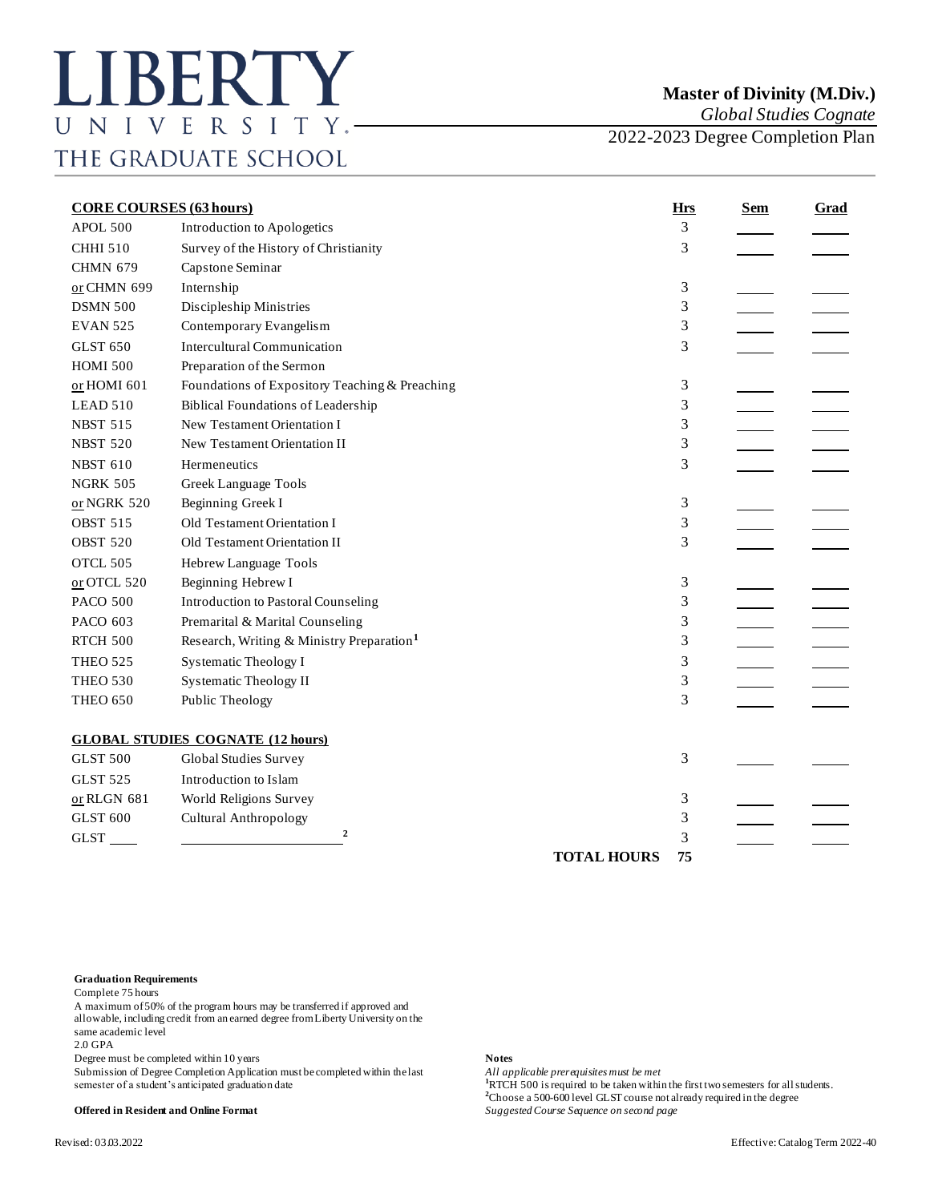# LIBERTY UNIVERSITY
THE GRADUATE SCHOOL

## Master of Divinity (M.Div.)
*Global Studies Cognate*
2022-2023 Degree Completion Plan

| **CORE COURSES (63 hours)** | | **Hrs** | **Sem** | **Grad** |
|---|---|---|---|---|
| APOL 500 | Introduction to Apologetics | 3 | ____ | ____ |
| CHHI 510 | Survey of the History of Christianity | 3 | ____ | ____ |
| CHMN 679 | Capstone Seminar | | | |
| or CHMN 699 | Internship | 3 | ____ | ____ |
| DSMN 500 | Discipleship Ministries | 3 | ____ | ____ |
| EVAN 525 | Contemporary Evangelism | 3 | ____ | ____ |
| GLST 650 | Intercultural Communication | 3 | ____ | ____ |
| HOMI 500 | Preparation of the Sermon | | | |
| or HOMI 601 | Foundations of Expository Teaching & Preaching | 3 | ____ | ____ |
| LEAD 510 | Biblical Foundations of Leadership | 3 | ____ | ____ |
| NBST 515 | New Testament Orientation I | 3 | ____ | ____ |
| NBST 520 | New Testament Orientation II | 3 | ____ | ____ |
| NBST 610 | Hermeneutics | 3 | ____ | ____ |
| NGRK 505 | Greek Language Tools | | | |
| or NGRK 520 | Beginning Greek I | 3 | ____ | ____ |
| OBST 515 | Old Testament Orientation I | 3 | ____ | ____ |
| OBST 520 | Old Testament Orientation II | 3 | ____ | ____ |
| OTCL 505 | Hebrew Language Tools | | | |
| or OTCL 520 | Beginning Hebrew I | 3 | ____ | ____ |
| PACO 500 | Introduction to Pastoral Counseling | 3 | ____ | ____ |
| PACO 603 | Premarital & Marital Counseling | 3 | ____ | ____ |
| RTCH 500 | Research, Writing & Ministry Preparation[1] | 3 | ____ | ____ |
| THEO 525 | Systematic Theology I | 3 | ____ | ____ |
| THEO 530 | Systematic Theology II | 3 | ____ | ____ |
| THEO 650 | Public Theology | 3 | ____ | ____ |
| **GLOBAL STUDIES COGNATE (12 hours)** | | | | |
| GLST 500 | Global Studies Survey | 3 | ____ | ____ |
| GLST 525 | Introduction to Islam | | | |
| or RLGN 681 | World Religions Survey | 3 | ____ | ____ |
| GLST 600 | Cultural Anthropology | 3 | ____ | ____ |
| GLST ____ | ____________________[2] | 3 | ____ | ____ |
| | **TOTAL HOURS** | **75** | | |

**Graduation Requirements**
Complete 75 hours
A maximum of 50% of the program hours may be transferred if approved and allowable, including credit from an earned degree from Liberty University on the same academic level
2.0 GPA
Degree must be completed within 10 years
Submission of Degree Completion Application must be completed within the last semester of a student's anticipated graduation date

**Offered in Resident and Online Format**

**Notes**
*All applicable prerequisites must be met*
[1]RTCH 500 is required to be taken within the first two semesters for all students.
[2]Choose a 500-600 level GLST course not already required in the degree
*Suggested Course Sequence on second page*

Revised: 03.03.2022

Effective: Catalog Term 2022-40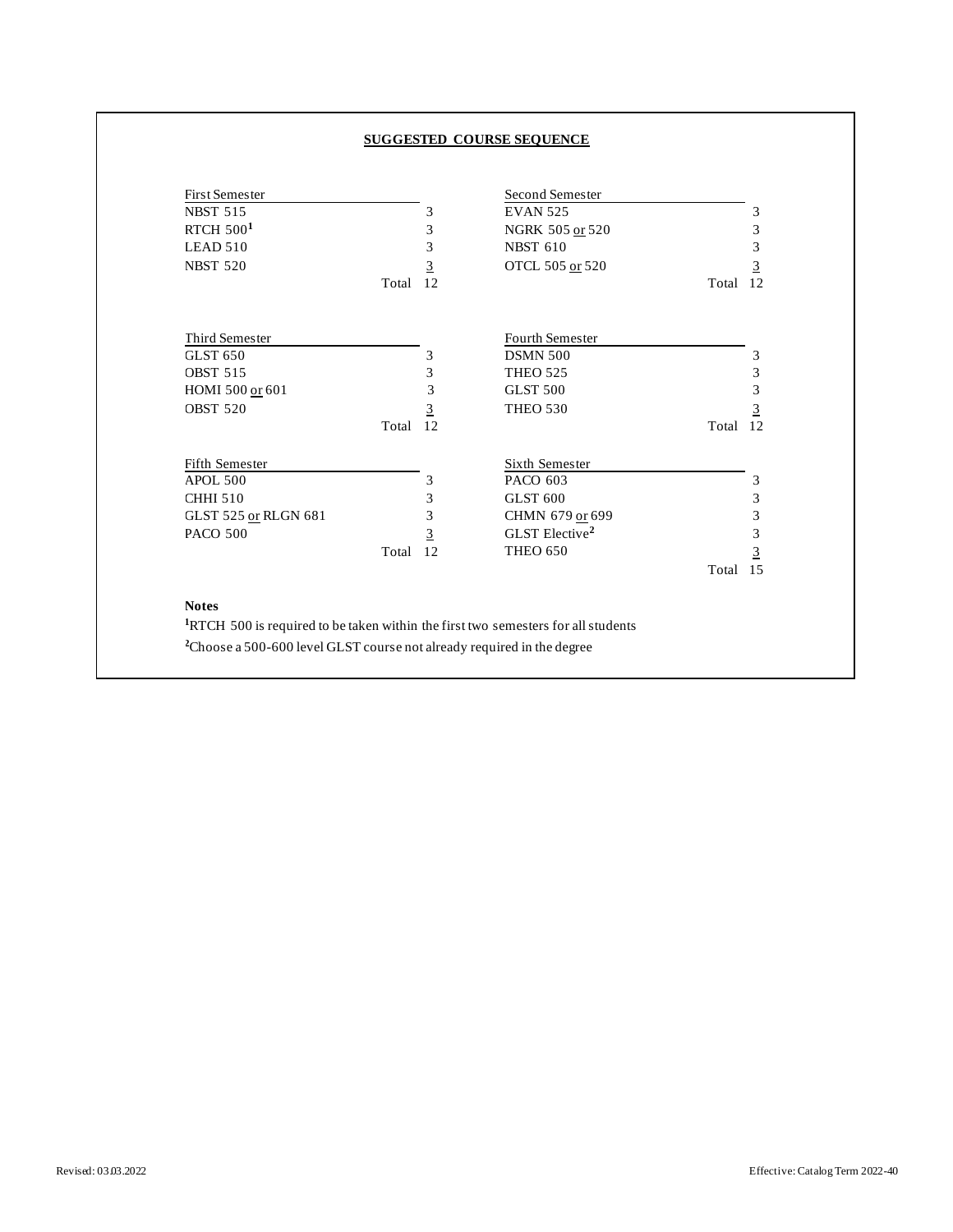## SUGGESTED COURSE SEQUENCE

| First Semester | | Second Semester | |
|---|---|---|---|
| NBST 515 | 3 | EVAN 525 | 3 |
| RTCH 500[1] | 3 | NGRK 505 or 520 | 3 |
| LEAD 510 | 3 | NBST 610 | 3 |
| NBST 520 | 3 | OTCL 505 or 520 | 3 |
| Total | 12 | Total | 12 |

| Third Semester | | Fourth Semester | |
|---|---|---|---|
| GLST 650 | 3 | DSMN 500 | 3 |
| OBST 515 | 3 | THEO 525 | 3 |
| HOMI 500 or 601 | 3 | GLST 500 | 3 |
| OBST 520 | 3 | THEO 530 | 3 |
| Total | 12 | Total | 12 |

| Fifth Semester | | Sixth Semester | |
|---|---|---|---|
| APOL 500 | 3 | PACO 603 | 3 |
| CHHI 510 | 3 | GLST 600 | 3 |
| GLST 525 or RLGN 681 | 3 | CHMN 679 or 699 | 3 |
| PACO 500 | 3 | GLST Elective[2] | 3 |
| Total | 12 | THEO 650 | 3 |
| | | Total | 15 |

**Notes**

[1]RTCH 500 is required to be taken within the first two semesters for all students

[2]Choose a 500-600 level GLST course not already required in the degree

Revised: 03.03.2022

Effective: Catalog Term 2022-40